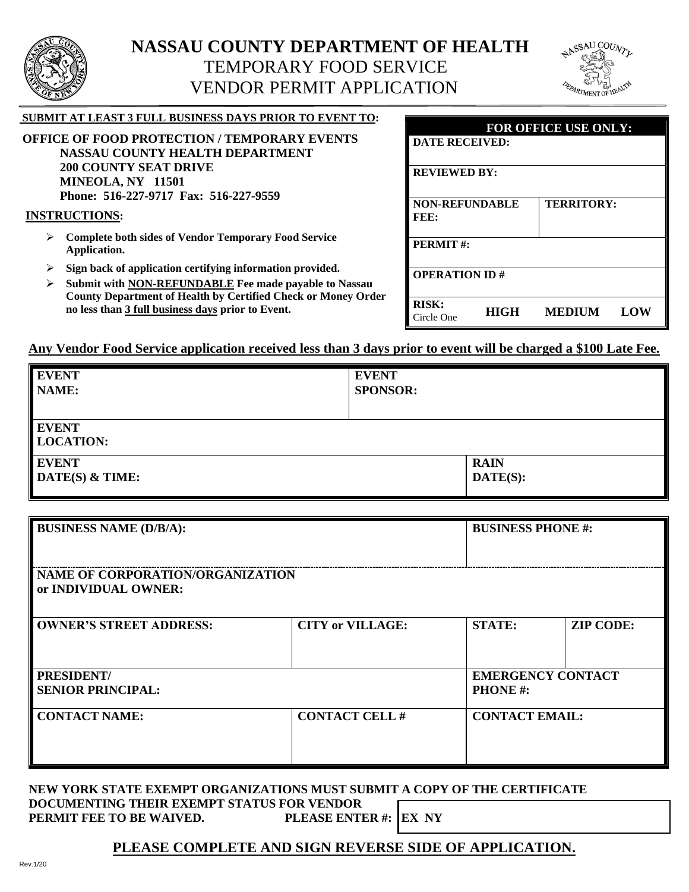# NASSAU COUNTY DEPARTMENT OF HEALTH
## TEMPORARY FOOD SERVICE VENDOR PERMIT APPLICATION

**SUBMIT AT LEAST 3 FULL BUSINESS DAYS PRIOR TO EVENT TO:**

**OFFICE OF FOOD PROTECTION / TEMPORARY EVENTS**
**NASSAU COUNTY HEALTH DEPARTMENT**
**200 COUNTY SEAT DRIVE**
**MINEOLA, NY 11501**
**Phone: 516-227-9717 Fax: 516-227-9559**

**INSTRUCTIONS:**

- **Complete both sides of Vendor Temporary Food Service Application.**
- **Sign back of application certifying information provided.**
- **Submit with NON-REFUNDABLE Fee made payable to Nassau County Department of Health by Certified Check or Money Order no less than 3 full business days prior to Event.**

| FOR OFFICE USE ONLY: | | |
|---|---|---|
| DATE RECEIVED: | | |
| REVIEWED BY: | | |
| NON-REFUNDABLE FEE: | TERRITORY: | |
| PERMIT #: | | |
| OPERATION ID # | | |
| RISK: Circle One | HIGH MEDIUM | LOW |

**Any Vendor Food Service application received less than 3 days prior to event will be charged a $100 Late Fee.**

| EVENT NAME: | EVENT SPONSOR: |
|---|---|
| EVENT LOCATION: | |
| EVENT DATE(S) & TIME: | RAIN DATE(S): |

| BUSINESS NAME (D/B/A): | | BUSINESS PHONE #: | |
|---|---|---|---|
| NAME OF CORPORATION/ORGANIZATION or INDIVIDUAL OWNER: | | | |
| OWNER'S STREET ADDRESS: | CITY or VILLAGE: | STATE: | ZIP CODE: |
| PRESIDENT/ SENIOR PRINCIPAL: | | EMERGENCY CONTACT PHONE #: | |
| CONTACT NAME: | CONTACT CELL # | CONTACT EMAIL: | |

**NEW YORK STATE EXEMPT ORGANIZATIONS MUST SUBMIT A COPY OF THE CERTIFICATE DOCUMENTING THEIR EXEMPT STATUS FOR VENDOR PERMIT FEE TO BE WAIVED.** **PLEASE ENTER #:** **EX NY**

**PLEASE COMPLETE AND SIGN REVERSE SIDE OF APPLICATION.**

Rev.1/20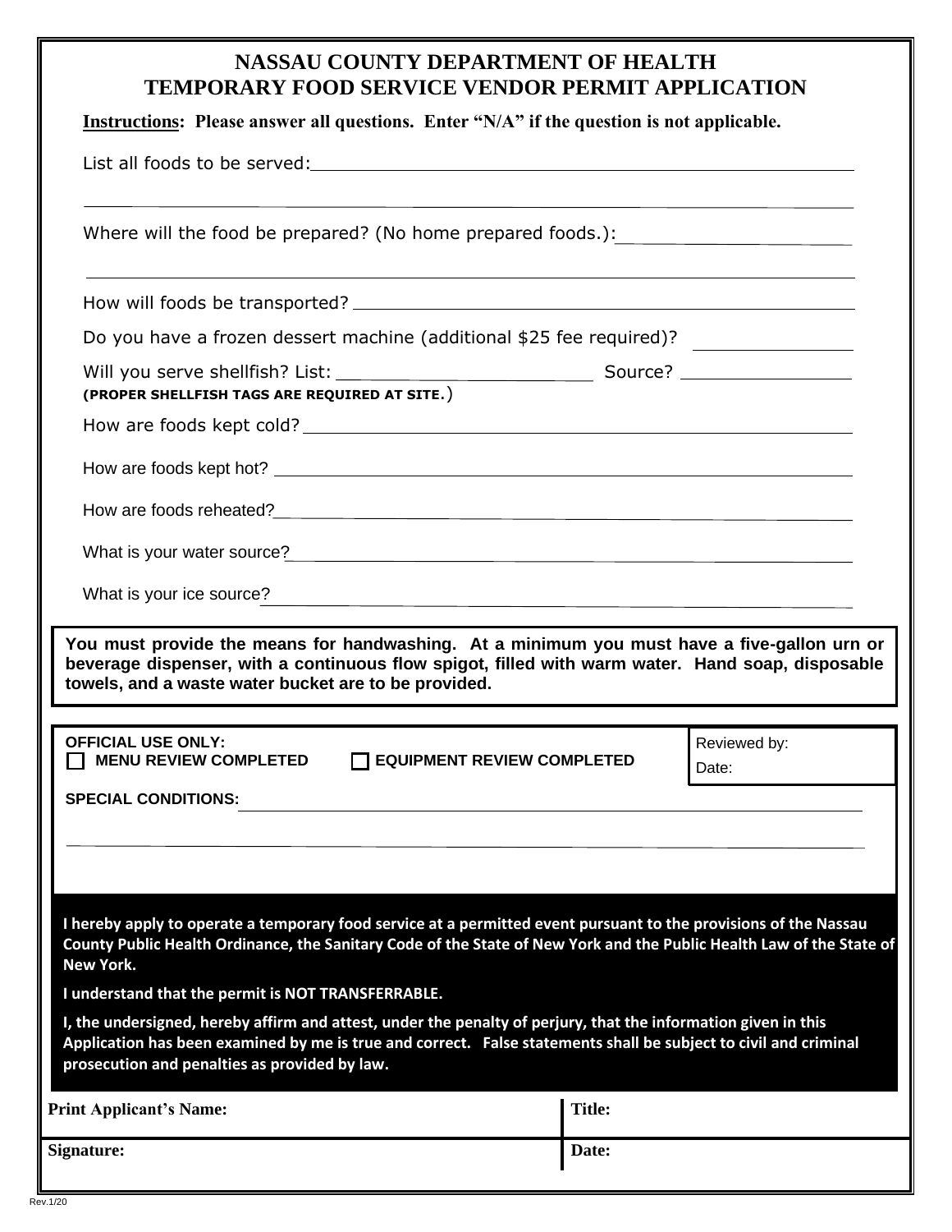# NASSAU COUNTY DEPARTMENT OF HEALTH
# TEMPORARY FOOD SERVICE VENDOR PERMIT APPLICATION

**Instructions: Please answer all questions. Enter "N/A" if the question is not applicable.**

List all foods to be served: ____________________

____________________

Where will the food be prepared? (No home prepared foods.): ____________________

____________________

How will foods be transported? ____________________

Do you have a frozen dessert machine (additional $25 fee required)? ____________________

Will you serve shellfish? List: ____________________ Source? ____________________
**(PROPER SHELLFISH TAGS ARE REQUIRED AT SITE.)**

How are foods kept cold? ____________________

How are foods kept hot? ____________________

How are foods reheated? ____________________

What is your water source? ____________________

What is your ice source? ____________________

**You must provide the means for handwashing. At a minimum you must have a five-gallon urn or beverage dispenser, with a continuous flow spigot, filled with warm water. Hand soap, disposable towels, and a waste water bucket are to be provided.**

**OFFICIAL USE ONLY:**

☐ **MENU REVIEW COMPLETED** ☐ **EQUIPMENT REVIEW COMPLETED**

Reviewed by:
Date:

**SPECIAL CONDITIONS:** ____________________

____________________

**I hereby apply to operate a temporary food service at a permitted event pursuant to the provisions of the Nassau County Public Health Ordinance, the Sanitary Code of the State of New York and the Public Health Law of the State of New York.**

**I understand that the permit is NOT TRANSFERRABLE.**

**I, the undersigned, hereby affirm and attest, under the penalty of perjury, that the information given in this Application has been examined by me is true and correct. False statements shall be subject to civil and criminal prosecution and penalties as provided by law.**

| | |
|---|---|
| **Print Applicant's Name:** | **Title:** |
| **Signature:** | **Date:** |

Rev.1/20